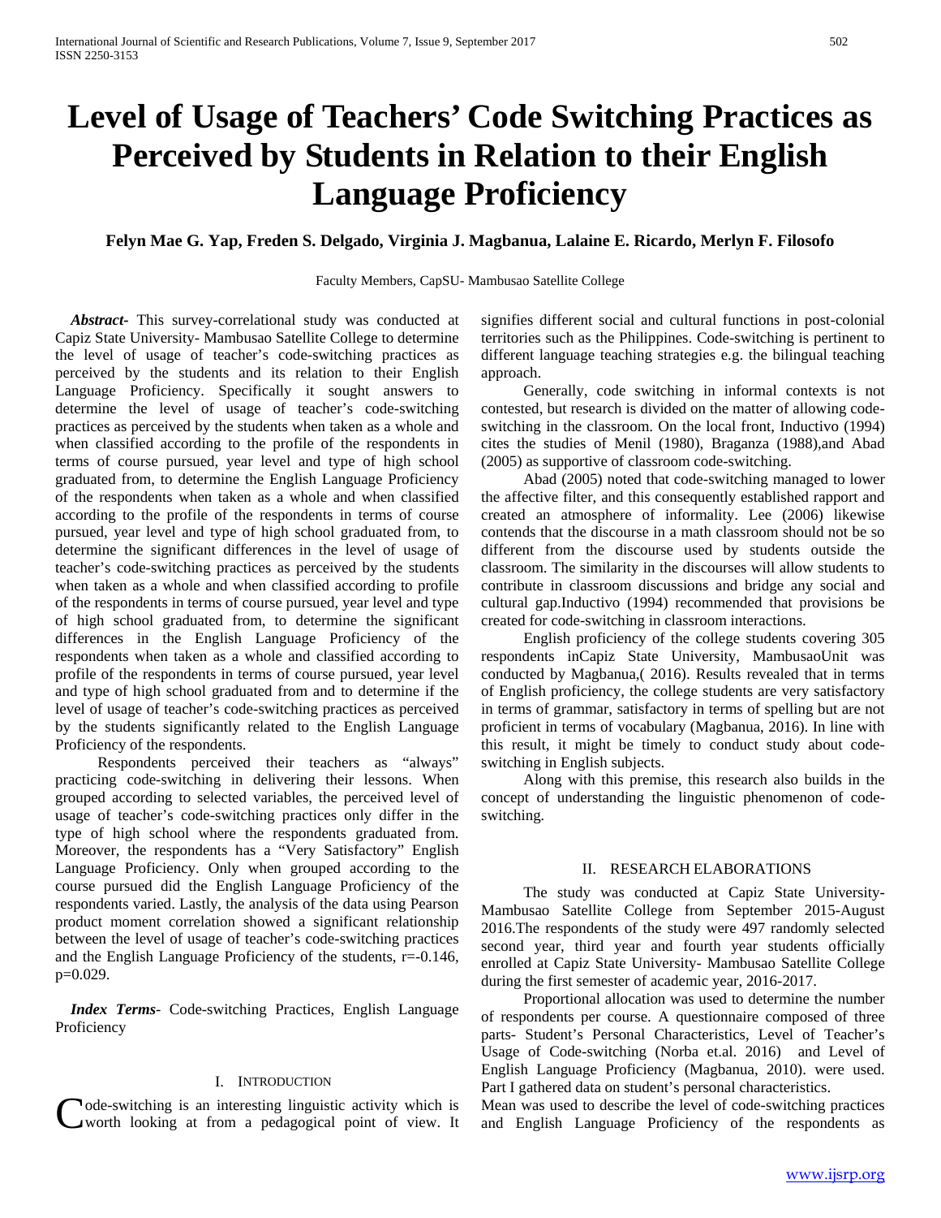# Level of Usage of Teachers' Code Switching Practices as Perceived by Students in Relation to their English Language Proficiency

**Felyn Mae G. Yap, Freden S. Delgado, Virginia J. Magbanua, Lalaine E. Ricardo, Merlyn F. Filosofo**

Faculty Members, CapSU- Mambusao Satellite College

***Abstract***- This survey-correlational study was conducted at Capiz State University- Mambusao Satellite College to determine the level of usage of teacher's code-switching practices as perceived by the students and its relation to their English Language Proficiency. Specifically it sought answers to determine the level of usage of teacher's code-switching practices as perceived by the students when taken as a whole and when classified according to the profile of the respondents in terms of course pursued, year level and type of high school graduated from, to determine the English Language Proficiency of the respondents when taken as a whole and when classified according to the profile of the respondents in terms of course pursued, year level and type of high school graduated from, to determine the significant differences in the level of usage of teacher's code-switching practices as perceived by the students when taken as a whole and when classified according to profile of the respondents in terms of course pursued, year level and type of high school graduated from, to determine the significant differences in the English Language Proficiency of the respondents when taken as a whole and classified according to profile of the respondents in terms of course pursued, year level and type of high school graduated from and to determine if the level of usage of teacher's code-switching practices as perceived by the students significantly related to the English Language Proficiency of the respondents.

Respondents perceived their teachers as "always" practicing code-switching in delivering their lessons. When grouped according to selected variables, the perceived level of usage of teacher's code-switching practices only differ in the type of high school where the respondents graduated from. Moreover, the respondents has a "Very Satisfactory" English Language Proficiency. Only when grouped according to the course pursued did the English Language Proficiency of the respondents varied. Lastly, the analysis of the data using Pearson product moment correlation showed a significant relationship between the level of usage of teacher's code-switching practices and the English Language Proficiency of the students, $r=-0.146$, $p=0.029$.

***Index Terms***- Code-switching Practices, English Language Proficiency

## I. Introduction

Code-switching is an interesting linguistic activity which is worth looking at from a pedagogical point of view. It signifies different social and cultural functions in post-colonial territories such as the Philippines. Code-switching is pertinent to different language teaching strategies e.g. the bilingual teaching approach.

Generally, code switching in informal contexts is not contested, but research is divided on the matter of allowing code-switching in the classroom. On the local front, Inductivo (1994) cites the studies of Menil (1980), Braganza (1988),and Abad (2005) as supportive of classroom code-switching.

Abad (2005) noted that code-switching managed to lower the affective filter, and this consequently established rapport and created an atmosphere of informality. Lee (2006) likewise contends that the discourse in a math classroom should not be so different from the discourse used by students outside the classroom. The similarity in the discourses will allow students to contribute in classroom discussions and bridge any social and cultural gap.Inductivo (1994) recommended that provisions be created for code-switching in classroom interactions.

English proficiency of the college students covering 305 respondents inCapiz State University, MambusaoUnit was conducted by Magbanua,( 2016). Results revealed that in terms of English proficiency, the college students are very satisfactory in terms of grammar, satisfactory in terms of spelling but are not proficient in terms of vocabulary (Magbanua, 2016). In line with this result, it might be timely to conduct study about code-switching in English subjects.

Along with this premise, this research also builds in the concept of understanding the linguistic phenomenon of code-switching.

## II. Research Elaborations

The study was conducted at Capiz State University- Mambusao Satellite College from September 2015-August 2016.The respondents of the study were 497 randomly selected second year, third year and fourth year students officially enrolled at Capiz State University- Mambusao Satellite College during the first semester of academic year, 2016-2017.

Proportional allocation was used to determine the number of respondents per course. A questionnaire composed of three parts- Student's Personal Characteristics, Level of Teacher's Usage of Code-switching (Norba et.al. 2016) and Level of English Language Proficiency (Magbanua, 2010). were used. Part I gathered data on student's personal characteristics.

Mean was used to describe the level of code-switching practices and English Language Proficiency of the respondents as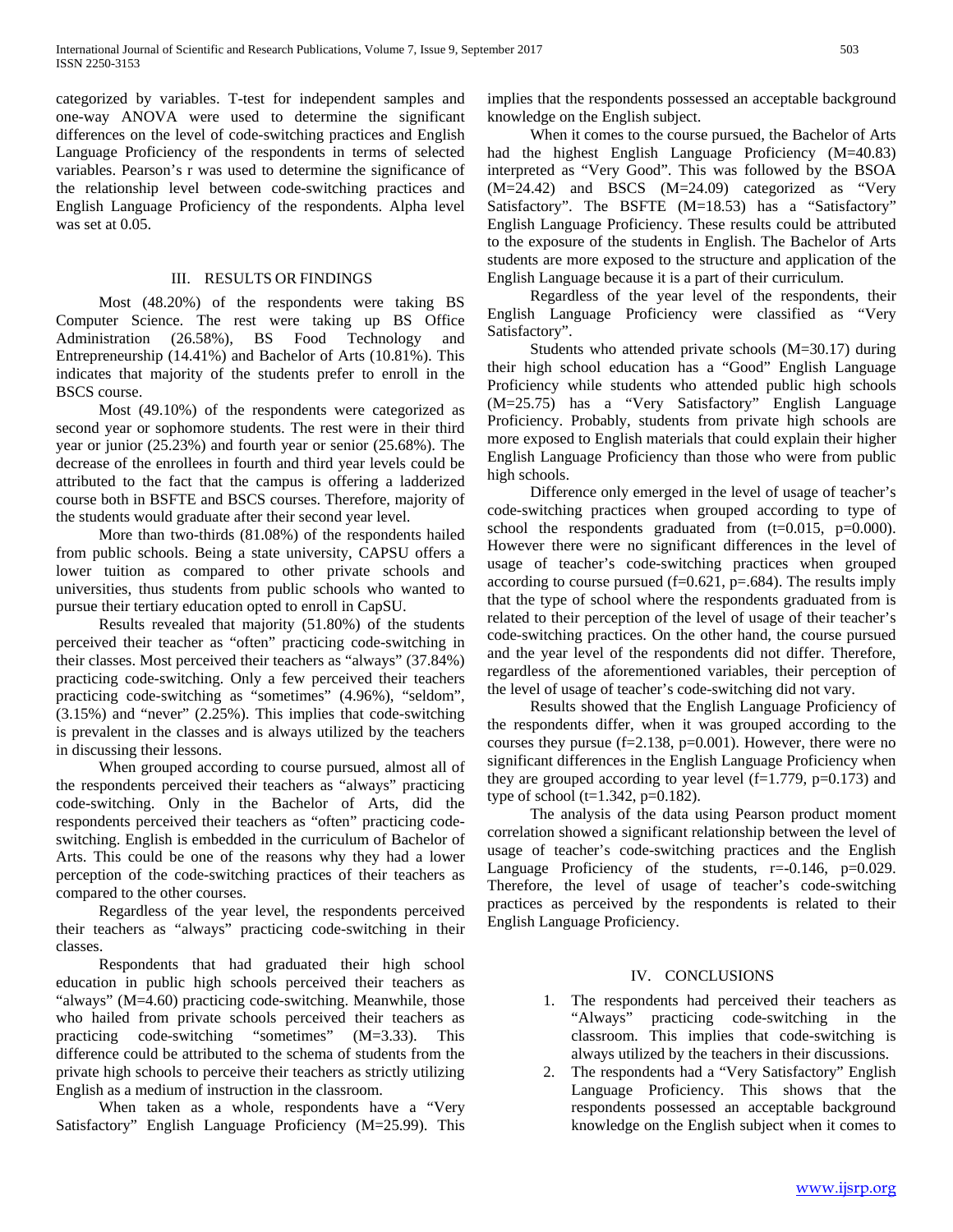categorized by variables. T-test for independent samples and one-way ANOVA were used to determine the significant differences on the level of code-switching practices and English Language Proficiency of the respondents in terms of selected variables. Pearson's r was used to determine the significance of the relationship level between code-switching practices and English Language Proficiency of the respondents. Alpha level was set at 0.05.

## III. RESULTS OR FINDINGS

Most (48.20%) of the respondents were taking BS Computer Science. The rest were taking up BS Office Administration (26.58%), BS Food Technology and Entrepreneurship (14.41%) and Bachelor of Arts (10.81%). This indicates that majority of the students prefer to enroll in the BSCS course.

Most (49.10%) of the respondents were categorized as second year or sophomore students. The rest were in their third year or junior (25.23%) and fourth year or senior (25.68%). The decrease of the enrollees in fourth and third year levels could be attributed to the fact that the campus is offering a ladderized course both in BSFTE and BSCS courses. Therefore, majority of the students would graduate after their second year level.

More than two-thirds (81.08%) of the respondents hailed from public schools. Being a state university, CAPSU offers a lower tuition as compared to other private schools and universities, thus students from public schools who wanted to pursue their tertiary education opted to enroll in CapSU.

Results revealed that majority (51.80%) of the students perceived their teacher as "often" practicing code-switching in their classes. Most perceived their teachers as "always" (37.84%) practicing code-switching. Only a few perceived their teachers practicing code-switching as "sometimes" (4.96%), "seldom", (3.15%) and "never" (2.25%). This implies that code-switching is prevalent in the classes and is always utilized by the teachers in discussing their lessons.

When grouped according to course pursued, almost all of the respondents perceived their teachers as "always" practicing code-switching. Only in the Bachelor of Arts, did the respondents perceived their teachers as "often" practicing code-switching. English is embedded in the curriculum of Bachelor of Arts. This could be one of the reasons why they had a lower perception of the code-switching practices of their teachers as compared to the other courses.

Regardless of the year level, the respondents perceived their teachers as "always" practicing code-switching in their classes.

Respondents that had graduated their high school education in public high schools perceived their teachers as "always" (M=4.60) practicing code-switching. Meanwhile, those who hailed from private schools perceived their teachers as practicing code-switching "sometimes" (M=3.33). This difference could be attributed to the schema of students from the private high schools to perceive their teachers as strictly utilizing English as a medium of instruction in the classroom.

When taken as a whole, respondents have a "Very Satisfactory" English Language Proficiency (M=25.99). This implies that the respondents possessed an acceptable background knowledge on the English subject.

When it comes to the course pursued, the Bachelor of Arts had the highest English Language Proficiency (M=40.83) interpreted as "Very Good". This was followed by the BSOA (M=24.42) and BSCS (M=24.09) categorized as "Very Satisfactory". The BSFTE (M=18.53) has a "Satisfactory" English Language Proficiency. These results could be attributed to the exposure of the students in English. The Bachelor of Arts students are more exposed to the structure and application of the English Language because it is a part of their curriculum.

Regardless of the year level of the respondents, their English Language Proficiency were classified as "Very Satisfactory".

Students who attended private schools (M=30.17) during their high school education has a "Good" English Language Proficiency while students who attended public high schools (M=25.75) has a "Very Satisfactory" English Language Proficiency. Probably, students from private high schools are more exposed to English materials that could explain their higher English Language Proficiency than those who were from public high schools.

Difference only emerged in the level of usage of teacher's code-switching practices when grouped according to type of school the respondents graduated from ($t$=0.015, $p$=0.000). However there were no significant differences in the level of usage of teacher's code-switching practices when grouped according to course pursued ($f$=0.621, $p$=.684). The results imply that the type of school where the respondents graduated from is related to their perception of the level of usage of their teacher's code-switching practices. On the other hand, the course pursued and the year level of the respondents did not differ. Therefore, regardless of the aforementioned variables, their perception of the level of usage of teacher's code-switching did not vary.

Results showed that the English Language Proficiency of the respondents differ, when it was grouped according to the courses they pursue ($f$=2.138, $p$=0.001). However, there were no significant differences in the English Language Proficiency when they are grouped according to year level ($f$=1.779, $p$=0.173) and type of school ($t$=1.342, $p$=0.182).

The analysis of the data using Pearson product moment correlation showed a significant relationship between the level of usage of teacher's code-switching practices and the English Language Proficiency of the students, $r$=-0.146, $p$=0.029. Therefore, the level of usage of teacher's code-switching practices as perceived by the respondents is related to their English Language Proficiency.

## IV. CONCLUSIONS

1. The respondents had perceived their teachers as "Always" practicing code-switching in the classroom. This implies that code-switching is always utilized by the teachers in their discussions.
2. The respondents had a "Very Satisfactory" English Language Proficiency. This shows that the respondents possessed an acceptable background knowledge on the English subject when it comes to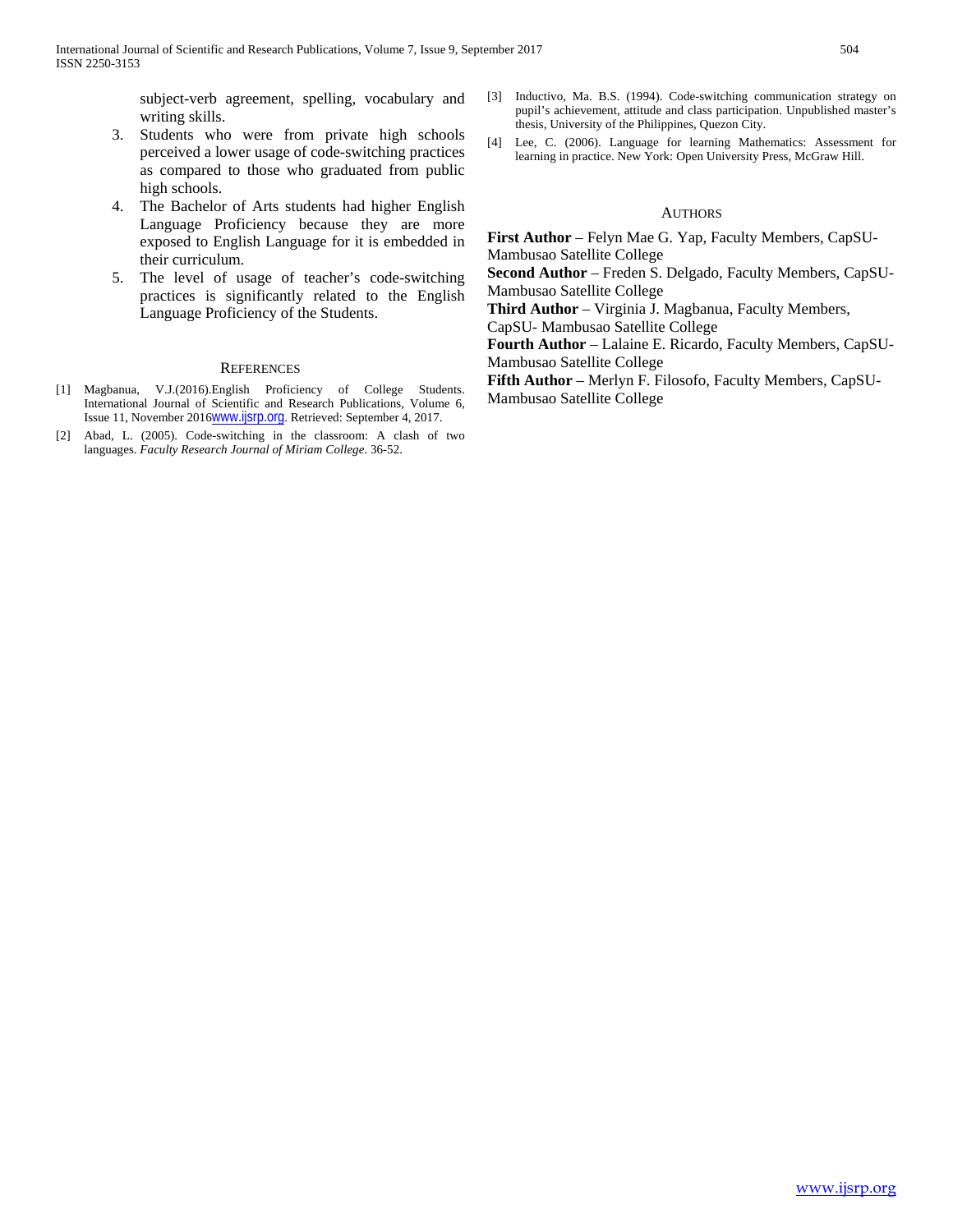subject-verb agreement, spelling, vocabulary and writing skills.

3. Students who were from private high schools perceived a lower usage of code-switching practices as compared to those who graduated from public high schools.
4. The Bachelor of Arts students had higher English Language Proficiency because they are more exposed to English Language for it is embedded in their curriculum.
5. The level of usage of teacher's code-switching practices is significantly related to the English Language Proficiency of the Students.

## REFERENCES

[1] Magbanua, V.J.(2016).English Proficiency of College Students. International Journal of Scientific and Research Publications, Volume 6, Issue 11, November 2016www.ijsrp.org. Retrieved: September 4, 2017.

[2] Abad, L. (2005). Code-switching in the classroom: A clash of two languages. *Faculty Research Journal of Miriam College*. 36-52.

[3] Inductivo, Ma. B.S. (1994). Code-switching communication strategy on pupil's achievement, attitude and class participation. Unpublished master's thesis, University of the Philippines, Quezon City.

[4] Lee, C. (2006). Language for learning Mathematics: Assessment for learning in practice. New York: Open University Press, McGraw Hill.

## AUTHORS

**First Author** – Felyn Mae G. Yap, Faculty Members, CapSU-Mambusao Satellite College

**Second Author** – Freden S. Delgado, Faculty Members, CapSU-Mambusao Satellite College

**Third Author** – Virginia J. Magbanua, Faculty Members, CapSU- Mambusao Satellite College

**Fourth Author** – Lalaine E. Ricardo, Faculty Members, CapSU-Mambusao Satellite College

**Fifth Author** – Merlyn F. Filosofo, Faculty Members, CapSU-Mambusao Satellite College